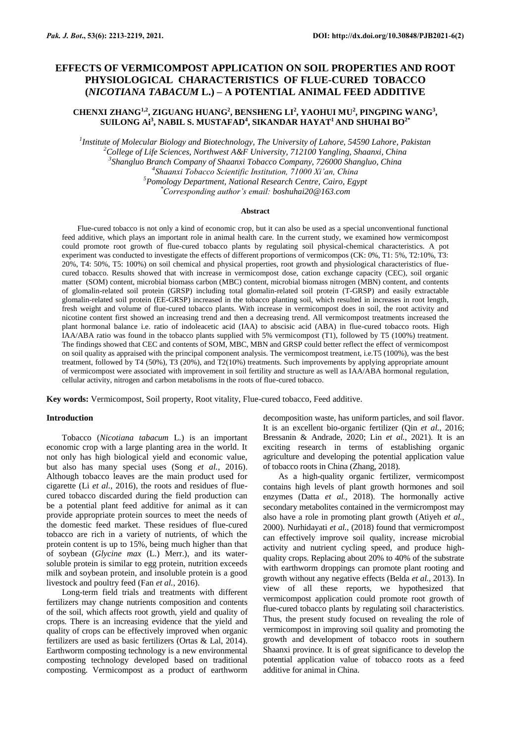# EFFECTS OF VERMICOMPOST APPLICATION ON SOIL PROPERTIES AND ROOT PHYSIOLOGICAL CHARACTERISTICS OF FLUE-CURED TOBACCO (*NICOTIANA TABACUM* L.) – A POTENTIAL ANIMAL FEED ADDITIVE

**CHENXI ZHANG[1,2], ZIGUANG HUANG[2], BENSHENG LI[2], YAOHUI MU[2], PINGPING WANG[3], SUILONG Ai[3], NABIL S. MUSTAFAD[4], SIKANDAR HAYAT[1] AND SHUHAI BO[2*]**

[1]*Institute of Molecular Biology and Biotechnology, The University of Lahore, 54590 Lahore, Pakistan*
[2]*College of Life Sciences, Northwest A&F University, 712100 Yangling, Shaanxi, China*
[3]*Shangluo Branch Company of Shaanxi Tobacco Company, 726000 Shangluo, China*
[4]*Shaanxi Tobacco Scientific Institution, 71000 Xi'an, China*
[5]*Pomology Department, National Research Centre, Cairo, Egypt*
[*]*Corresponding author's email: boshuhai20@163.com*

## Abstract

Flue-cured tobacco is not only a kind of economic crop, but it can also be used as a special unconventional functional feed additive, which plays an important role in animal health care. In the current study, we examined how vermicompost could promote root growth of flue-cured tobacco plants by regulating soil physical-chemical characteristics. A pot experiment was conducted to investigate the effects of different proportions of vermicompos (CK: 0%, T1: 5%, T2:10%, T3: 20%, T4: 50%, T5: 100%) on soil chemical and physical properties, root growth and physiological characteristics of flue-cured tobacco. Results showed that with increase in vermicompost dose, cation exchange capacity (CEC), soil organic matter (SOM) content, microbial biomass carbon (MBC) content, microbial biomass nitrogen (MBN) content, and contents of glomalin-related soil protein (GRSP) including total glomalin-related soil protein (T-GRSP) and easily extractable glomalin-related soil protein (EE-GRSP) increased in the tobacco planting soil, which resulted in increases in root length, fresh weight and volume of flue-cured tobacco plants. With increase in vermicompost does in soil, the root activity and nicotine content first showed an increasing trend and then a decreasing trend. All vermicompost treatments increased the plant hormonal balance i.e. ratio of indoleacetic acid (IAA) to abscisic acid (ABA) in flue-cured tobacco roots. High IAA/ABA ratio was found in the tobacco plants supplied with 5% vermicompost (T1), followed by T5 (100%) treatment. The findings showed that CEC and contents of SOM, MBC, MBN and GRSP could better reflect the effect of vermicompost on soil quality as appraised with the principal component analysis. The vermicompost treatment, i.e.T5 (100%), was the best treatment, followed by T4 (50%), T3 (20%), and T2(10%) treatments. Such improvements by applying appropriate amount of vermicompost were associated with improvement in soil fertility and structure as well as IAA/ABA hormonal regulation, cellular activity, nitrogen and carbon metabolisms in the roots of flue-cured tobacco.

**Key words:** Vermicompost, Soil property, Root vitality, Flue-cured tobacco, Feed additive.

## Introduction

Tobacco (*Nicotiana tabacum* L.) is an important economic crop with a large planting area in the world. It not only has high biological yield and economic value, but also has many special uses (Song *et al.*, 2016). Although tobacco leaves are the main product used for cigarette (Li *et al.*, 2016), the roots and residues of flue-cured tobacco discarded during the field production can be a potential plant feed additive for animal as it can provide appropriate protein sources to meet the needs of the domestic feed market. These residues of flue-cured tobacco are rich in a variety of nutrients, of which the protein content is up to 15%, being much higher than that of soybean (*Glycine max* (L.) Merr.), and its water-soluble protein is similar to egg protein, nutrition exceeds milk and soybean protein, and insoluble protein is a good livestock and poultry feed (Fan *et al.*, 2016).

Long-term field trials and treatments with different fertilizers may change nutrients composition and contents of the soil, which affects root growth, yield and quality of crops. There is an increasing evidence that the yield and quality of crops can be effectively improved when organic fertilizers are used as basic fertilizers (Ortas & Lal, 2014). Earthworm composting technology is a new environmental composting technology developed based on traditional composting. Vermicompost as a product of earthworm decomposition waste, has uniform particles, and soil flavor. It is an excellent bio-organic fertilizer (Qin *et al.*, 2016; Bressanin & Andrade, 2020; Lin *et al.*, 2021). It is an exciting research in terms of establishing organic agriculture and developing the potential application value of tobacco roots in China (Zhang, 2018).

As a high-quality organic fertilizer, vermicompost contains high levels of plant growth hormones and soil enzymes (Datta *et al.*, 2018). The hormonally active secondary metabolites contained in the vermicrompost may also have a role in promoting plant growth (Atiyeh *et al.*, 2000). Nurhidayati *et al.*, (2018) found that vermicrompost can effectively improve soil quality, increase microbial activity and nutrient cycling speed, and produce high-quality crops. Replacing about 20% to 40% of the substrate with earthworm droppings can promote plant rooting and growth without any negative effects (Belda *et al.*, 2013). In view of all these reports, we hypothesized that vermicompost application could promote root growth of flue-cured tobacco plants by regulating soil characteristics. Thus, the present study focused on revealing the role of vermicompost in improving soil quality and promoting the growth and development of tobacco roots in southern Shaanxi province. It is of great significance to develop the potential application value of tobacco roots as a feed additive for animal in China.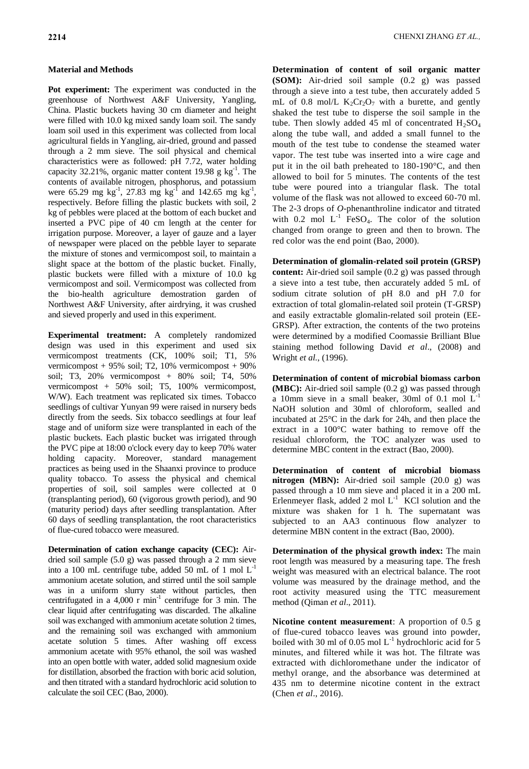## Material and Methods

**Pot experiment:** The experiment was conducted in the greenhouse of Northwest A&F University, Yangling, China. Plastic buckets having 30 cm diameter and height were filled with 10.0 kg mixed sandy loam soil. The sandy loam soil used in this experiment was collected from local agricultural fields in Yangling, air-dried, ground and passed through a 2 mm sieve. The soil physical and chemical characteristics were as followed: pH 7.72, water holding capacity 32.21%, organic matter content 19.98 g $kg^{-1}$. The contents of available nitrogen, phosphorus, and potassium were 65.29 mg $kg^{-1}$, 27.83 mg $kg^{-1}$ and 142.65 mg $kg^{-1}$, respectively. Before filling the plastic buckets with soil, 2 kg of pebbles were placed at the bottom of each bucket and inserted a PVC pipe of 40 cm length at the center for irrigation purpose. Moreover, a layer of gauze and a layer of newspaper were placed on the pebble layer to separate the mixture of stones and vermicompost soil, to maintain a slight space at the bottom of the plastic bucket. Finally, plastic buckets were filled with a mixture of 10.0 kg vermicompost and soil. Vermicompost was collected from the bio-health agriculture demostration garden of Northwest A&F University, after airdrying, it was crushed and sieved properly and used in this experiment.

**Experimental treatment:** A completely randomized design was used in this experiment and used six vermicompost treatments (CK, 100% soil; T1, 5% vermicompost + 95% soil; T2, 10% vermicompost + 90% soil; T3, 20% vermicompost + 80% soil; T4, 50% vermicompost + 50% soil; T5, 100% vermicompost, W/W). Each treatment was replicated six times. Tobacco seedlings of cultivar Yunyan 99 were raised in nursery beds directly from the seeds. Six tobacco seedlings at four leaf stage and of uniform size were transplanted in each of the plastic buckets. Each plastic bucket was irrigated through the PVC pipe at 18:00 o'clock every day to keep 70% water holding capacity. Moreover, standard management practices as being used in the Shaanxi province to produce quality tobacco. To assess the physical and chemical properties of soil, soil samples were collected at 0 (transplanting period), 60 (vigorous growth period), and 90 (maturity period) days after seedling transplantation. After 60 days of seedling transplantation, the root characteristics of flue-cured tobacco were measured.

**Determination of cation exchange capacity (CEC):** Air-dried soil sample (5.0 g) was passed through a 2 mm sieve into a 100 mL centrifuge tube, added 50 mL of 1 mol $L^{-1}$ ammonium acetate solution, and stirred until the soil sample was in a uniform slurry state without particles, then centrifugated in a 4,000 r $min^{-1}$ centrifuge for 3 min. The clear liquid after centrifugating was discarded. The alkaline soil was exchanged with ammonium acetate solution 2 times, and the remaining soil was exchanged with ammonium acetate solution 5 times. After washing off excess ammonium acetate with 95% ethanol, the soil was washed into an open bottle with water, added solid magnesium oxide for distillation, absorbed the fraction with boric acid solution, and then titrated with a standard hydrochloric acid solution to calculate the soil CEC (Bao, 2000).

**Determination of content of soil organic matter (SOM):** Air-dried soil sample (0.2 g) was passed through a sieve into a test tube, then accurately added 5 mL of 0.8 mol/L $K_2Cr_2O_7$ with a burette, and gently shaked the test tube to disperse the soil sample in the tube. Then slowly added 45 ml of concentrated $H_2SO_4$ along the tube wall, and added a small funnel to the mouth of the test tube to condense the steamed water vapor. The test tube was inserted into a wire cage and put it in the oil bath preheated to 180-190°C, and then allowed to boil for 5 minutes. The contents of the test tube were poured into a triangular flask. The total volume of the flask was not allowed to exceed 60-70 ml. The 2-3 drops of *O*-phenanthroline indicator and titrated with 0.2 mol $L^{-1}$ $FeSO_4$. The color of the solution changed from orange to green and then to brown. The red color was the end point (Bao, 2000).

**Determination of glomalin-related soil protein (GRSP) content:** Air-dried soil sample (0.2 g) was passed through a sieve into a test tube, then accurately added 5 mL of sodium citrate solution of pH 8.0 and pH 7.0 for extraction of total glomalin-related soil protein (T-GRSP) and easily extractable glomalin-related soil protein (EE-GRSP). After extraction, the contents of the two proteins were determined by a modified Coomassie Brilliant Blue staining method following David *et al*., (2008) and Wright *et al.*, (1996).

**Determination of content of microbial biomass carbon (MBC):** Air-dried soil sample (0.2 g) was passed through a 10mm sieve in a small beaker, 30ml of 0.1 mol $L^{-1}$ NaOH solution and 30ml of chloroform, sealled and incubated at 25°C in the dark for 24h, and then place the extract in a 100°C water bathing to remove off the residual chloroform, the TOC analyzer was used to determine MBC content in the extract (Bao, 2000).

**Determination of content of microbial biomass nitrogen (MBN):** Air-dried soil sample (20.0 g) was passed through a 10 mm sieve and placed it in a 200 mL Erlenmeyer flask, added 2 mol $L^{-1}$ KCl solution and the mixture was shaken for 1 h. The supernatant was subjected to an AA3 continuous flow analyzer to determine MBN content in the extract (Bao, 2000).

**Determination of the physical growth index:** The main root length was measured by a measuring tape. The fresh weight was measured with an electrical balance. The root volume was measured by the drainage method, and the root activity measured using the TTC measurement method (Qiman *et al*., 2011).

**Nicotine content measurement**: A proportion of 0.5 g of flue-cured tobacco leaves was ground into powder, boiled with 30 ml of 0.05 mol $L^{-1}$ hydrochloric acid for 5 minutes, and filtered while it was hot. The filtrate was extracted with dichloromethane under the indicator of methyl orange, and the absorbance was determined at 435 nm to determine nicotine content in the extract (Chen *et al*., 2016).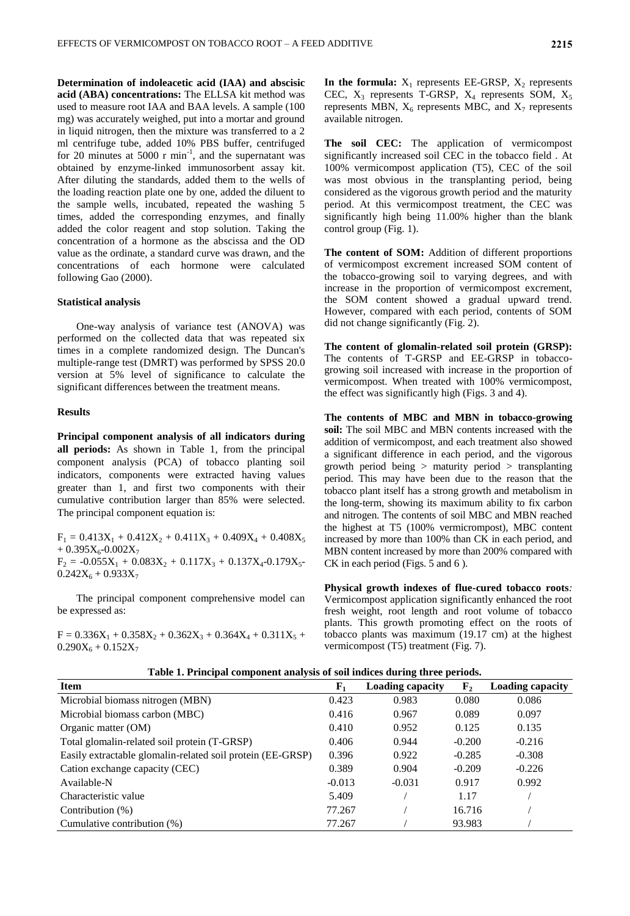**Determination of indoleacetic acid (IAA) and abscisic acid (ABA) concentrations:** The ELLSA kit method was used to measure root IAA and BAA levels. A sample (100 mg) was accurately weighed, put into a mortar and ground in liquid nitrogen, then the mixture was transferred to a 2 ml centrifuge tube, added 10% PBS buffer, centrifuged for 20 minutes at 5000 r min$^{-1}$, and the supernatant was obtained by enzyme-linked immunosorbent assay kit. After diluting the standards, added them to the wells of the loading reaction plate one by one, added the diluent to the sample wells, incubated, repeated the washing 5 times, added the corresponding enzymes, and finally added the color reagent and stop solution. Taking the concentration of a hormone as the abscissa and the OD value as the ordinate, a standard curve was drawn, and the concentrations of each hormone were calculated following Gao (2000).

### Statistical analysis

One-way analysis of variance test (ANOVA) was performed on the collected data that was repeated six times in a complete randomized design. The Duncan's multiple-range test (DMRT) was performed by SPSS 20.0 version at 5% level of significance to calculate the significant differences between the treatment means.

## Results

**Principal component analysis of all indicators during all periods:** As shown in Table 1, from the principal component analysis (PCA) of tobacco planting soil indicators, components were extracted having values greater than 1, and first two components with their cumulative contribution larger than 85% were selected. The principal component equation is:

$$F_1 = 0.413X_1 + 0.412X_2 + 0.411X_3 + 0.409X_4 + 0.408X_5 + 0.395X_6 - 0.002X_7$$

$$F_2 = -0.055X_1 + 0.083X_2 + 0.117X_3 + 0.137X_4 - 0.179X_5 - 0.242X_6 + 0.933X_7$$

The principal component comprehensive model can be expressed as:

$$F = 0.336X_1 + 0.358X_2 + 0.362X_3 + 0.364X_4 + 0.311X_5 + 0.290X_6 + 0.152X_7$$

**In the formula:** $X_1$ represents EE-GRSP, $X_2$ represents CEC, $X_3$ represents T-GRSP, $X_4$ represents SOM, $X_5$ represents MBN, $X_6$ represents MBC, and $X_7$ represents available nitrogen.

**The soil CEC:** The application of vermicompost significantly increased soil CEC in the tobacco field . At 100% vermicompost application (T5), CEC of the soil was most obvious in the transplanting period, being considered as the vigorous growth period and the maturity period. At this vermicompost treatment, the CEC was significantly high being 11.00% higher than the blank control group (Fig. 1).

**The content of SOM:** Addition of different proportions of vermicompost excrement increased SOM content of the tobacco-growing soil to varying degrees, and with increase in the proportion of vermicompost excrement, the SOM content showed a gradual upward trend. However, compared with each period, contents of SOM did not change significantly (Fig. 2).

**The content of glomalin-related soil protein (GRSP):** The contents of T-GRSP and EE-GRSP in tobacco-growing soil increased with increase in the proportion of vermicompost. When treated with 100% vermicompost, the effect was significantly high (Figs. 3 and 4).

**The contents of MBC and MBN in tobacco-growing soil:** The soil MBC and MBN contents increased with the addition of vermicompost, and each treatment also showed a significant difference in each period, and the vigorous growth period being > maturity period > transplanting period. This may have been due to the reason that the tobacco plant itself has a strong growth and metabolism in the long-term, showing its maximum ability to fix carbon and nitrogen. The contents of soil MBC and MBN reached the highest at T5 (100% vermicrompost), MBC content increased by more than 100% than CK in each period, and MBN content increased by more than 200% compared with CK in each period (Figs. 5 and 6 ).

**Physical growth indexes of flue-cured tobacco roots*:*** Vermicompost application significantly enhanced the root fresh weight, root length and root volume of tobacco plants. This growth promoting effect on the roots of tobacco plants was maximum (19.17 cm) at the highest vermicompost (T5) treatment (Fig. 7).

**Table 1. Principal component analysis of soil indices during three periods.**

| Item | $F_1$ | Loading capacity | $F_2$ | Loading capacity |
|---|---|---|---|---|
| Microbial biomass nitrogen (MBN) | 0.423 | 0.983 | 0.080 | 0.086 |
| Microbial biomass carbon (MBC) | 0.416 | 0.967 | 0.089 | 0.097 |
| Organic matter (OM) | 0.410 | 0.952 | 0.125 | 0.135 |
| Total glomalin-related soil protein (T-GRSP) | 0.406 | 0.944 | -0.200 | -0.216 |
| Easily extractable glomalin-related soil protein (EE-GRSP) | 0.396 | 0.922 | -0.285 | -0.308 |
| Cation exchange capacity (CEC) | 0.389 | 0.904 | -0.209 | -0.226 |
| Available-N | -0.013 | -0.031 | 0.917 | 0.992 |
| Characteristic value | 5.409 | / | 1.17 | / |
| Contribution (%) | 77.267 | / | 16.716 | / |
| Cumulative contribution (%) | 77.267 | / | 93.983 | / |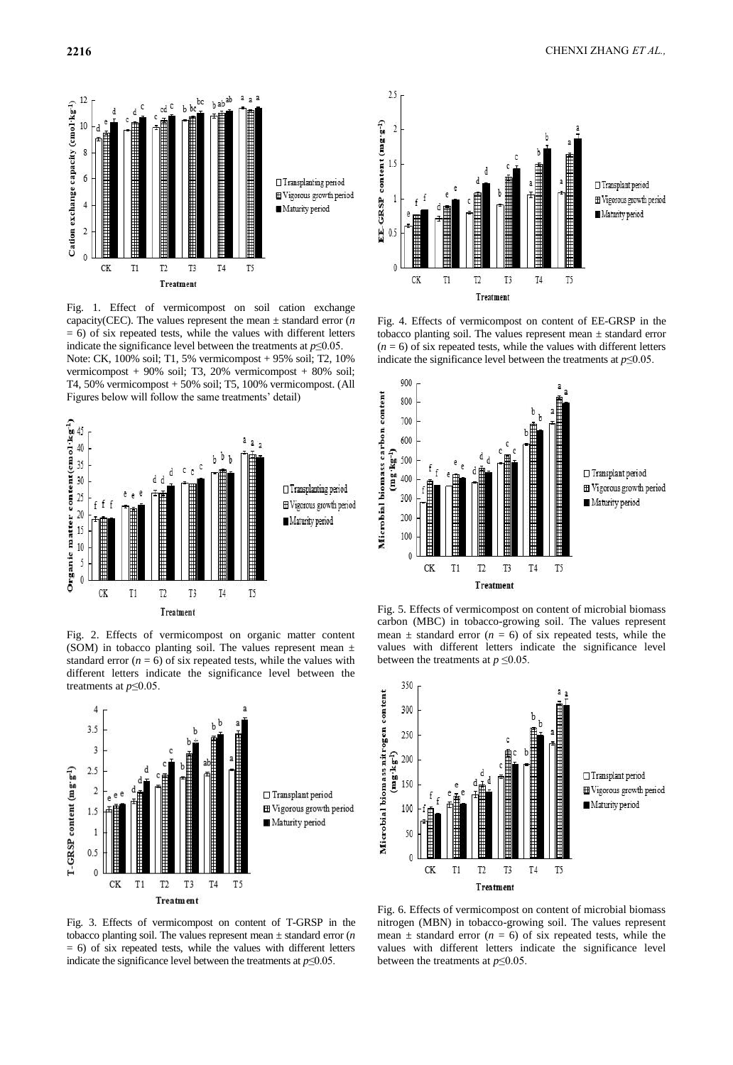Fig. 1. Effect of vermicompost on soil cation exchange capacity(CEC). The values represent the mean ± standard error ($n$ = 6) of six repeated tests, while the values with different letters indicate the significance level between the treatments at $p$≤0.05.
Note: CK, 100% soil; T1, 5% vermicompost + 95% soil; T2, 10% vermicompost + 90% soil; T3, 20% vermicompost + 80% soil; T4, 50% vermicompost + 50% soil; T5, 100% vermicompost. (All Figures below will follow the same treatments' detail)

Fig. 2. Effects of vermicompost on organic matter content (SOM) in tobacco planting soil. The values represent mean ± standard error ($n$ = 6) of six repeated tests, while the values with different letters indicate the significance level between the treatments at $p$≤0.05.

Fig. 3. Effects of vermicompost on content of T-GRSP in the tobacco planting soil. The values represent mean ± standard error ($n$ = 6) of six repeated tests, while the values with different letters indicate the significance level between the treatments at $p$≤0.05.

Fig. 4. Effects of vermicompost on content of EE-GRSP in the tobacco planting soil. The values represent mean ± standard error ($n$ = 6) of six repeated tests, while the values with different letters indicate the significance level between the treatments at $p$≤0.05.

Fig. 5. Effects of vermicompost on content of microbial biomass carbon (MBC) in tobacco-growing soil. The values represent mean ± standard error ($n$ = 6) of six repeated tests, while the values with different letters indicate the significance level between the treatments at $p$ ≤0.05.

Fig. 6. Effects of vermicompost on content of microbial biomass nitrogen (MBN) in tobacco-growing soil. The values represent mean ± standard error ($n$ = 6) of six repeated tests, while the values with different letters indicate the significance level between the treatments at $p$≤0.05.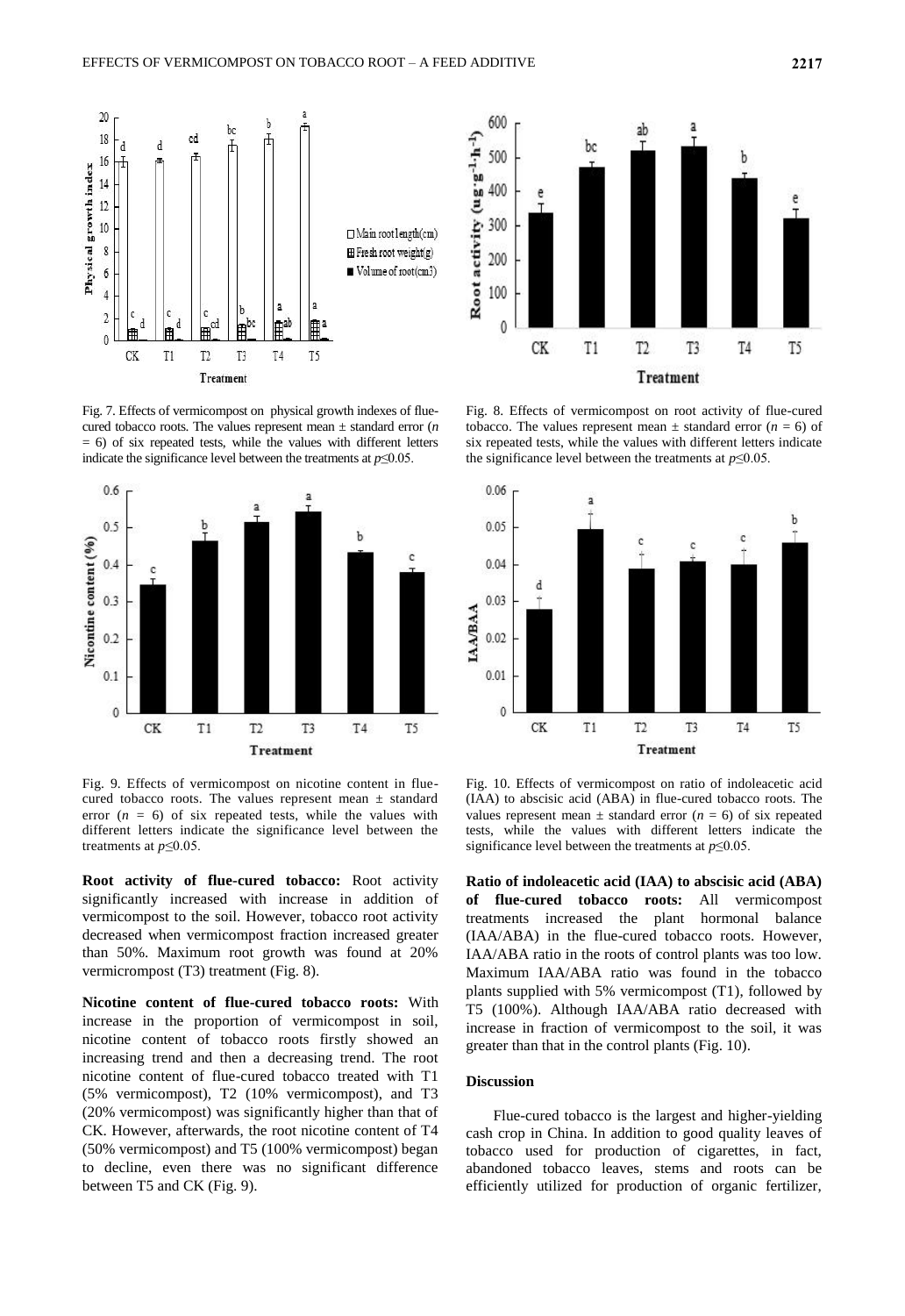Fig. 7. Effects of vermicompost on physical growth indexes of flue-cured tobacco roots. The values represent mean ± standard error ($n = 6$) of six repeated tests, while the values with different letters indicate the significance level between the treatments at $p \leq 0.05$.

Fig. 8. Effects of vermicompost on root activity of flue-cured tobacco. The values represent mean ± standard error ($n = 6$) of six repeated tests, while the values with different letters indicate the significance level between the treatments at $p \leq 0.05$.

Fig. 9. Effects of vermicompost on nicotine content in flue-cured tobacco roots. The values represent mean ± standard error ($n = 6$) of six repeated tests, while the values with different letters indicate the significance level between the treatments at $p \leq 0.05$.

Fig. 10. Effects of vermicompost on ratio of indoleacetic acid (IAA) to abscisic acid (ABA) in flue-cured tobacco roots. The values represent mean ± standard error ($n = 6$) of six repeated tests, while the values with different letters indicate the significance level between the treatments at $p \leq 0.05$.

**Root activity of flue-cured tobacco:** Root activity significantly increased with increase in addition of vermicompost to the soil. However, tobacco root activity decreased when vermicompost fraction increased greater than 50%. Maximum root growth was found at 20% vermicrompost (T3) treatment (Fig. 8).

**Nicotine content of flue-cured tobacco roots:** With increase in the proportion of vermicompost in soil, nicotine content of tobacco roots firstly showed an increasing trend and then a decreasing trend. The root nicotine content of flue-cured tobacco treated with T1 (5% vermicompost), T2 (10% vermicompost), and T3 (20% vermicompost) was significantly higher than that of CK. However, afterwards, the root nicotine content of T4 (50% vermicompost) and T5 (100% vermicompost) began to decline, even there was no significant difference between T5 and CK (Fig. 9).

**Ratio of indoleacetic acid (IAA) to abscisic acid (ABA) of flue-cured tobacco roots:** All vermicompost treatments increased the plant hormonal balance (IAA/ABA) in the flue-cured tobacco roots. However, IAA/ABA ratio in the roots of control plants was too low. Maximum IAA/ABA ratio was found in the tobacco plants supplied with 5% vermicompost (T1), followed by T5 (100%). Although IAA/ABA ratio decreased with increase in fraction of vermicompost to the soil, it was greater than that in the control plants (Fig. 10).

## Discussion

Flue-cured tobacco is the largest and higher-yielding cash crop in China. In addition to good quality leaves of tobacco used for production of cigarettes, in fact, abandoned tobacco leaves, stems and roots can be efficiently utilized for production of organic fertilizer,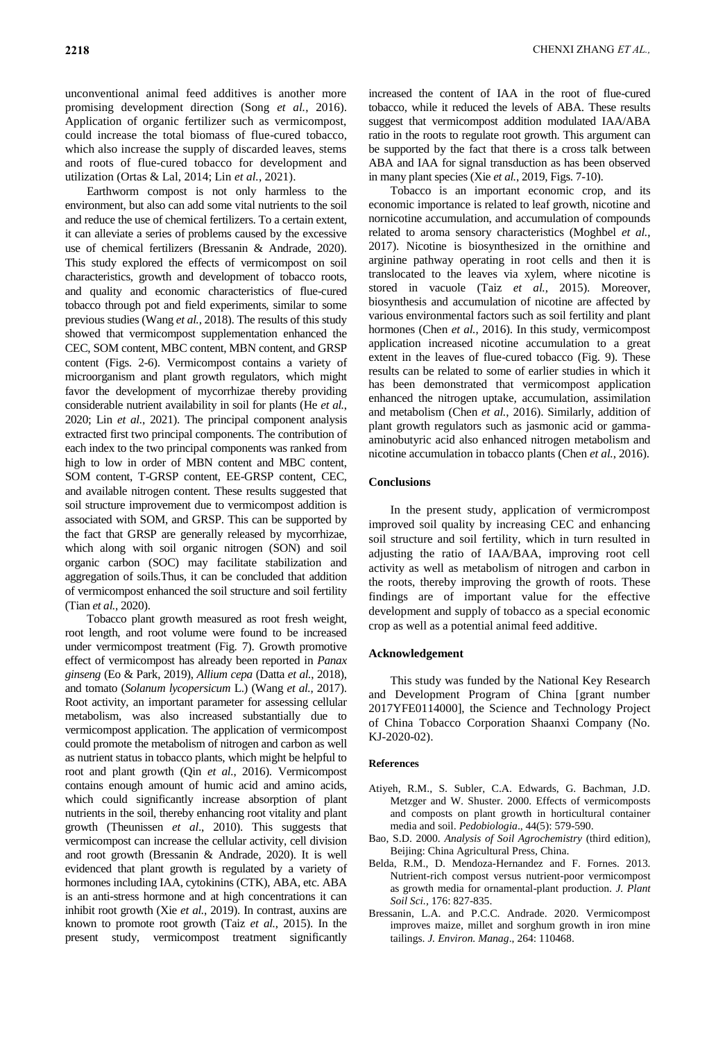unconventional animal feed additives is another more promising development direction (Song *et al.*, 2016). Application of organic fertilizer such as vermicompost, could increase the total biomass of flue-cured tobacco, which also increase the supply of discarded leaves, stems and roots of flue-cured tobacco for development and utilization (Ortas & Lal, 2014; Lin *et al.*, 2021).

Earthworm compost is not only harmless to the environment, but also can add some vital nutrients to the soil and reduce the use of chemical fertilizers. To a certain extent, it can alleviate a series of problems caused by the excessive use of chemical fertilizers (Bressanin & Andrade, 2020). This study explored the effects of vermicompost on soil characteristics, growth and development of tobacco roots, and quality and economic characteristics of flue-cured tobacco through pot and field experiments, similar to some previous studies (Wang *et al.*, 2018). The results of this study showed that vermicompost supplementation enhanced the CEC, SOM content, MBC content, MBN content, and GRSP content (Figs. 2-6). Vermicompost contains a variety of microorganism and plant growth regulators, which might favor the development of mycorrhizae thereby providing considerable nutrient availability in soil for plants (He *et al.*, 2020; Lin *et al.*, 2021). The principal component analysis extracted first two principal components. The contribution of each index to the two principal components was ranked from high to low in order of MBN content and MBC content, SOM content, T-GRSP content, EE-GRSP content, CEC, and available nitrogen content. These results suggested that soil structure improvement due to vermicompost addition is associated with SOM, and GRSP. This can be supported by the fact that GRSP are generally released by mycorrhizae, which along with soil organic nitrogen (SON) and soil organic carbon (SOC) may facilitate stabilization and aggregation of soils.Thus, it can be concluded that addition of vermicompost enhanced the soil structure and soil fertility (Tian *et al.*, 2020).

Tobacco plant growth measured as root fresh weight, root length, and root volume were found to be increased under vermicompost treatment (Fig. 7). Growth promotive effect of vermicompost has already been reported in *Panax ginseng* (Eo & Park, 2019), *Allium cepa* (Datta *et al.*, 2018), and tomato (*Solanum lycopersicum* L.) (Wang *et al.*, 2017). Root activity, an important parameter for assessing cellular metabolism, was also increased substantially due to vermicompost application. The application of vermicompost could promote the metabolism of nitrogen and carbon as well as nutrient status in tobacco plants, which might be helpful to root and plant growth (Qin *et al*., 2016). Vermicompost contains enough amount of humic acid and amino acids, which could significantly increase absorption of plant nutrients in the soil, thereby enhancing root vitality and plant growth (Theunissen *et al*., 2010). This suggests that vermicompost can increase the cellular activity, cell division and root growth (Bressanin & Andrade, 2020). It is well evidenced that plant growth is regulated by a variety of hormones including IAA, cytokinins (CTK), ABA, etc. ABA is an anti-stress hormone and at high concentrations it can inhibit root growth (Xie *et al.*, 2019). In contrast, auxins are known to promote root growth (Taiz *et al.*, 2015). In the present study, vermicompost treatment significantly increased the content of IAA in the root of flue-cured tobacco, while it reduced the levels of ABA. These results suggest that vermicompost addition modulated IAA/ABA ratio in the roots to regulate root growth. This argument can be supported by the fact that there is a cross talk between ABA and IAA for signal transduction as has been observed in many plant species (Xie *et al.*, 2019, Figs. 7-10).

Tobacco is an important economic crop, and its economic importance is related to leaf growth, nicotine and nornicotine accumulation, and accumulation of compounds related to aroma sensory characteristics (Moghbel *et al.*, 2017). Nicotine is biosynthesized in the ornithine and arginine pathway operating in root cells and then it is translocated to the leaves via xylem, where nicotine is stored in vacuole (Taiz *et al.*, 2015). Moreover, biosynthesis and accumulation of nicotine are affected by various environmental factors such as soil fertility and plant hormones (Chen *et al.*, 2016). In this study, vermicompost application increased nicotine accumulation to a great extent in the leaves of flue-cured tobacco (Fig. 9). These results can be related to some of earlier studies in which it has been demonstrated that vermicompost application enhanced the nitrogen uptake, accumulation, assimilation and metabolism (Chen *et al.*, 2016). Similarly, addition of plant growth regulators such as jasmonic acid or gamma-aminobutyric acid also enhanced nitrogen metabolism and nicotine accumulation in tobacco plants (Chen *et al.*, 2016).

## Conclusions

In the present study, application of vermicrompost improved soil quality by increasing CEC and enhancing soil structure and soil fertility, which in turn resulted in adjusting the ratio of IAA/BAA, improving root cell activity as well as metabolism of nitrogen and carbon in the roots, thereby improving the growth of roots. These findings are of important value for the effective development and supply of tobacco as a special economic crop as well as a potential animal feed additive.

## Acknowledgement

This study was funded by the National Key Research and Development Program of China [grant number 2017YFE0114000], the Science and Technology Project of China Tobacco Corporation Shaanxi Company (No. KJ-2020-02).

## References

- Atiyeh, R.M., S. Subler, C.A. Edwards, G. Bachman, J.D. Metzger and W. Shuster. 2000. Effects of vermicomposts and composts on plant growth in horticultural container media and soil. *Pedobiologia*., 44(5): 579-590.
- Bao, S.D. 2000. *Analysis of Soil Agrochemistry* (third edition), Beijing: China Agricultural Press, China.
- Belda, R.M., D. Mendoza-Hernandez and F. Fornes. 2013. Nutrient-rich compost versus nutrient-poor vermicompost as growth media for ornamental-plant production. *J. Plant Soil Sci.*, 176: 827-835.
- Bressanin, L.A. and P.C.C. Andrade. 2020. Vermicompost improves maize, millet and sorghum growth in iron mine tailings. *J. Environ. Manag*., 264: 110468.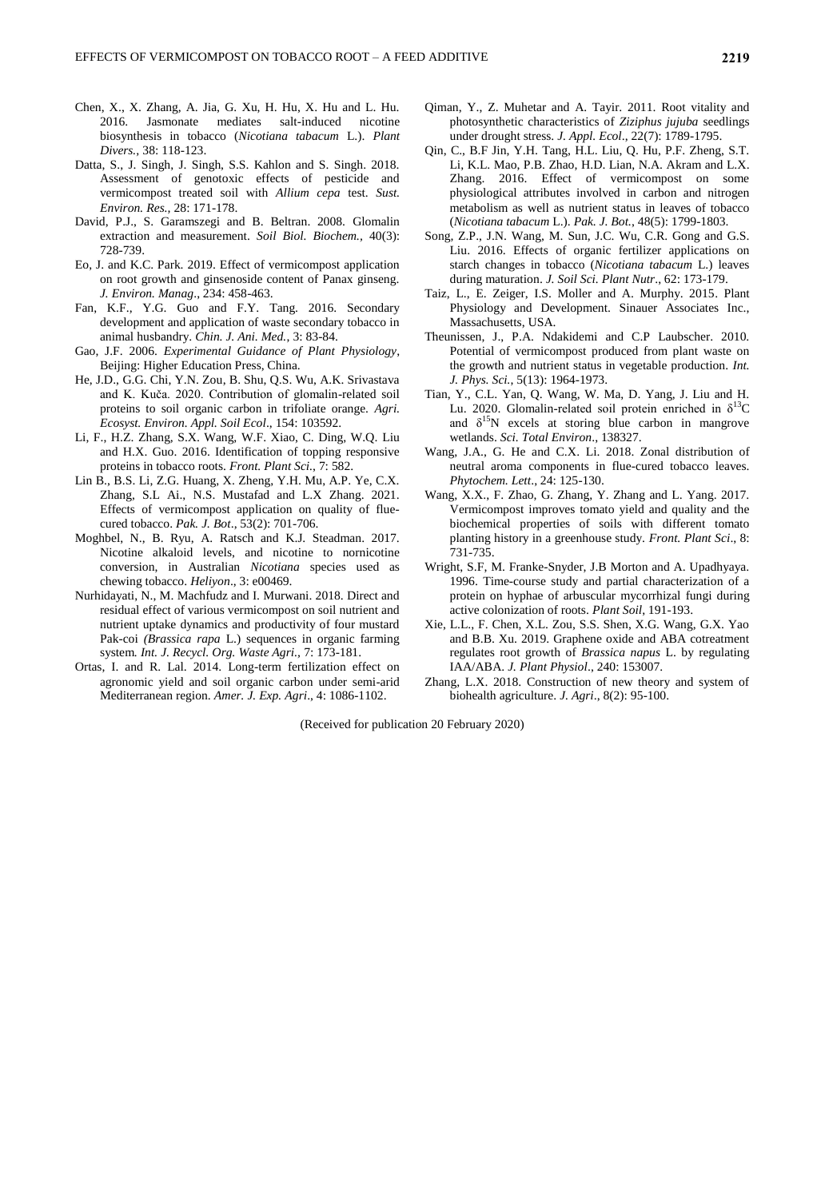Chen, X., X. Zhang, A. Jia, G. Xu, H. Hu, X. Hu and L. Hu. 2016. Jasmonate mediates salt-induced nicotine biosynthesis in tobacco (*Nicotiana tabacum* L.). *Plant Divers.*, 38: 118-123.

Datta, S., J. Singh, J. Singh, S.S. Kahlon and S. Singh. 2018. Assessment of genotoxic effects of pesticide and vermicompost treated soil with *Allium cepa* test. *Sust. Environ. Res.*, 28: 171-178.

David, P.J., S. Garamszegi and B. Beltran. 2008. Glomalin extraction and measurement. *Soil Biol. Biochem.*, 40(3): 728-739.

Eo, J. and K.C. Park. 2019. Effect of vermicompost application on root growth and ginsenoside content of Panax ginseng. *J. Environ. Manag*., 234: 458-463.

Fan, K.F., Y.G. Guo and F.Y. Tang. 2016. Secondary development and application of waste secondary tobacco in animal husbandry. *Chin. J. Ani. Med.*, 3: 83-84.

Gao, J.F. 2006. *Experimental Guidance of Plant Physiology*, Beijing: Higher Education Press, China.

He, J.D., G.G. Chi, Y.N. Zou, B. Shu, Q.S. Wu, A.K. Srivastava and K. Kuča. 2020. Contribution of glomalin-related soil proteins to soil organic carbon in trifoliate orange. *Agri. Ecosyst. Environ. Appl. Soil Ecol*., 154: 103592.

Li, F., H.Z. Zhang, S.X. Wang, W.F. Xiao, C. Ding, W.Q. Liu and H.X. Guo. 2016. Identification of topping responsive proteins in tobacco roots. *Front. Plant Sci.*, 7: 582.

Lin B., B.S. Li, Z.G. Huang, X. Zheng, Y.H. Mu, A.P. Ye, C.X. Zhang, S.L Ai., N.S. Mustafad and L.X Zhang. 2021. Effects of vermicompost application on quality of flue-cured tobacco. *Pak. J. Bot*., 53(2): 701-706.

Moghbel, N., B. Ryu, A. Ratsch and K.J. Steadman. 2017. Nicotine alkaloid levels, and nicotine to nornicotine conversion, in Australian *Nicotiana* species used as chewing tobacco. *Heliyon*., 3: e00469.

Nurhidayati, N., M. Machfudz and I. Murwani. 2018. Direct and residual effect of various vermicompost on soil nutrient and nutrient uptake dynamics and productivity of four mustard Pak-coi *(Brassica rapa* L.) sequences in organic farming system*. Int. J. Recycl. Org. Waste Agri.*, 7: 173-181.

Ortas, I. and R. Lal. 2014. Long-term fertilization effect on agronomic yield and soil organic carbon under semi-arid Mediterranean region. *Amer. J. Exp. Agri*., 4: 1086-1102.

Qiman, Y., Z. Muhetar and A. Tayir. 2011. Root vitality and photosynthetic characteristics of *Ziziphus jujuba* seedlings under drought stress. *J. Appl. Ecol*., 22(7): 1789-1795.

Qin, C., B.F Jin, Y.H. Tang, H.L. Liu, Q. Hu, P.F. Zheng, S.T. Li, K.L. Mao, P.B. Zhao, H.D. Lian, N.A. Akram and L.X. Zhang. 2016. Effect of vermicompost on some physiological attributes involved in carbon and nitrogen metabolism as well as nutrient status in leaves of tobacco (*Nicotiana tabacum* L.). *Pak. J. Bot.*, 48(5): 1799-1803.

Song, Z.P., J.N. Wang, M. Sun, J.C. Wu, C.R. Gong and G.S. Liu. 2016. Effects of organic fertilizer applications on starch changes in tobacco (*Nicotiana tabacum* L.) leaves during maturation. *J. Soil Sci. Plant Nutr*., 62: 173-179.

Taiz, L., E. Zeiger, I.S. Moller and A. Murphy. 2015. Plant Physiology and Development. Sinauer Associates Inc., Massachusetts, USA.

Theunissen, J., P.A. Ndakidemi and C.P Laubscher. 2010. Potential of vermicompost produced from plant waste on the growth and nutrient status in vegetable production. *Int. J. Phys. Sci.*, 5(13): 1964-1973.

Tian, Y., C.L. Yan, Q. Wang, W. Ma, D. Yang, J. Liu and H. Lu. 2020. Glomalin-related soil protein enriched in $\delta^{13}C$ and $\delta^{15}N$ excels at storing blue carbon in mangrove wetlands. *Sci. Total Environ*., 138327.

Wang, J.A., G. He and C.X. Li. 2018. Zonal distribution of neutral aroma components in flue-cured tobacco leaves. *Phytochem. Lett*., 24: 125-130.

Wang, X.X., F. Zhao, G. Zhang, Y. Zhang and L. Yang. 2017. Vermicompost improves tomato yield and quality and the biochemical properties of soils with different tomato planting history in a greenhouse study. *Front. Plant Sci*., 8: 731-735.

Wright, S.F, M. Franke-Snyder, J.B Morton and A. Upadhyaya. 1996. Time-course study and partial characterization of a protein on hyphae of arbuscular mycorrhizal fungi during active colonization of roots. *Plant Soil*, 191-193.

Xie, L.L., F. Chen, X.L. Zou, S.S. Shen, X.G. Wang, G.X. Yao and B.B. Xu. 2019. Graphene oxide and ABA cotreatment regulates root growth of *Brassica napus* L. by regulating IAA/ABA. *J. Plant Physiol*., 240: 153007.

Zhang, L.X. 2018. Construction of new theory and system of biohealth agriculture. *J. Agri*., 8(2): 95-100.

(Received for publication 20 February 2020)